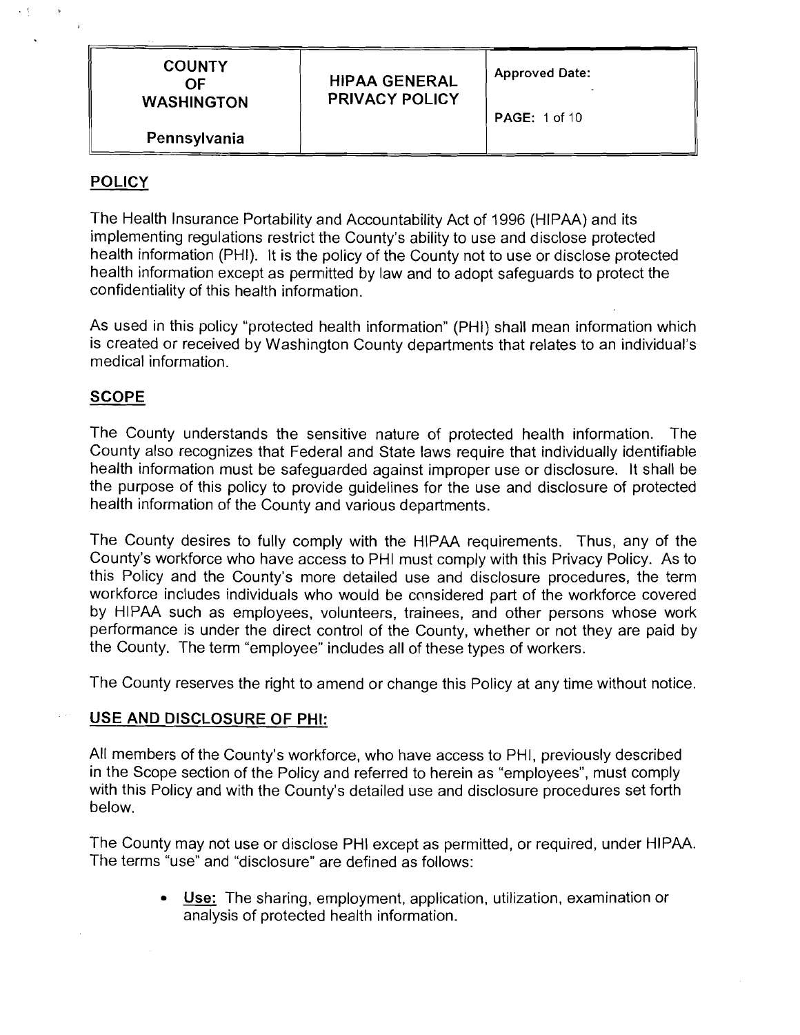| COUNTY OF WASHINGTON<br><br>Pennsylvania | HIPAA GENERAL PRIVACY POLICY | Approved Date:<br><br>PAGE: 1 of 10 |
|---|---|---|

## POLICY

The Health Insurance Portability and Accountability Act of 1996 (HIPAA) and its implementing regulations restrict the County's ability to use and disclose protected health information (PHI). It is the policy of the County not to use or disclose protected health information except as permitted by law and to adopt safeguards to protect the confidentiality of this health information.

As used in this policy "protected health information" (PHI) shall mean information which is created or received by Washington County departments that relates to an individual's medical information.

## SCOPE

The County understands the sensitive nature of protected health information. The County also recognizes that Federal and State laws require that individually identifiable health information must be safeguarded against improper use or disclosure. It shall be the purpose of this policy to provide guidelines for the use and disclosure of protected health information of the County and various departments.

The County desires to fully comply with the HIPAA requirements. Thus, any of the County's workforce who have access to PHI must comply with this Privacy Policy. As to this Policy and the County's more detailed use and disclosure procedures, the term workforce includes individuals who would be considered part of the workforce covered by HIPAA such as employees, volunteers, trainees, and other persons whose work performance is under the direct control of the County, whether or not they are paid by the County. The term "employee" includes all of these types of workers.

The County reserves the right to amend or change this Policy at any time without notice.

## USE AND DISCLOSURE OF PHI:

All members of the County's workforce, who have access to PHI, previously described in the Scope section of the Policy and referred to herein as "employees", must comply with this Policy and with the County's detailed use and disclosure procedures set forth below.

The County may not use or disclose PHI except as permitted, or required, under HIPAA. The terms "use" and "disclosure" are defined as follows:

- **Use:** The sharing, employment, application, utilization, examination or analysis of protected health information.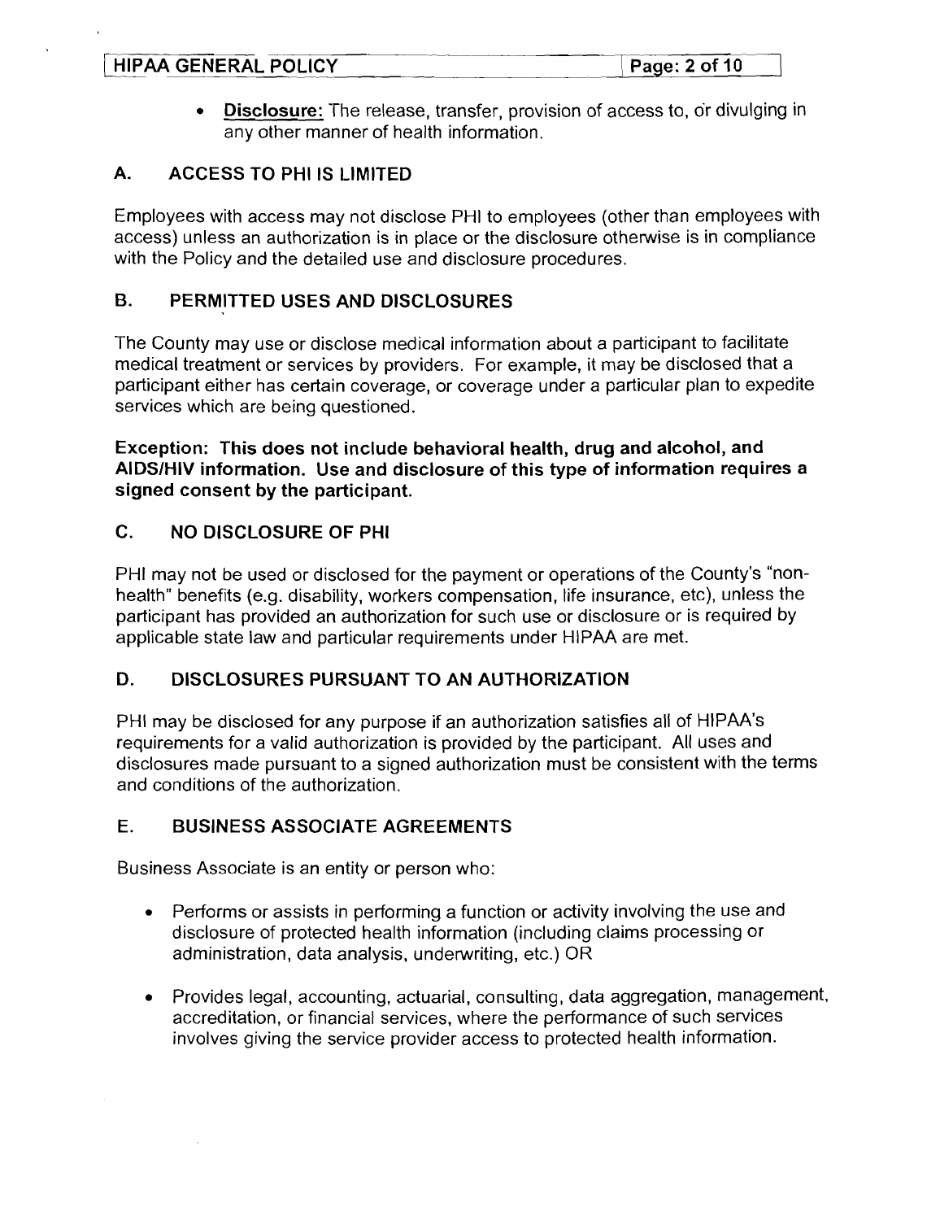- **Disclosure:** The release, transfer, provision of access to, or divulging in any other manner of health information.

## A. ACCESS TO PHI IS LIMITED

Employees with access may not disclose PHI to employees (other than employees with access) unless an authorization is in place or the disclosure otherwise is in compliance with the Policy and the detailed use and disclosure procedures.

## B. PERMITTED USES AND DISCLOSURES

The County may use or disclose medical information about a participant to facilitate medical treatment or services by providers. For example, it may be disclosed that a participant either has certain coverage, or coverage under a particular plan to expedite services which are being questioned.

**Exception: This does not include behavioral health, drug and alcohol, and AIDS/HIV information. Use and disclosure of this type of information requires a signed consent by the participant.**

## C. NO DISCLOSURE OF PHI

PHI may not be used or disclosed for the payment or operations of the County's "non-health" benefits (e.g. disability, workers compensation, life insurance, etc), unless the participant has provided an authorization for such use or disclosure or is required by applicable state law and particular requirements under HIPAA are met.

## D. DISCLOSURES PURSUANT TO AN AUTHORIZATION

PHI may be disclosed for any purpose if an authorization satisfies all of HIPAA's requirements for a valid authorization is provided by the participant. All uses and disclosures made pursuant to a signed authorization must be consistent with the terms and conditions of the authorization.

## E. BUSINESS ASSOCIATE AGREEMENTS

Business Associate is an entity or person who:

- Performs or assists in performing a function or activity involving the use and disclosure of protected health information (including claims processing or administration, data analysis, underwriting, etc.) OR

- Provides legal, accounting, actuarial, consulting, data aggregation, management, accreditation, or financial services, where the performance of such services involves giving the service provider access to protected health information.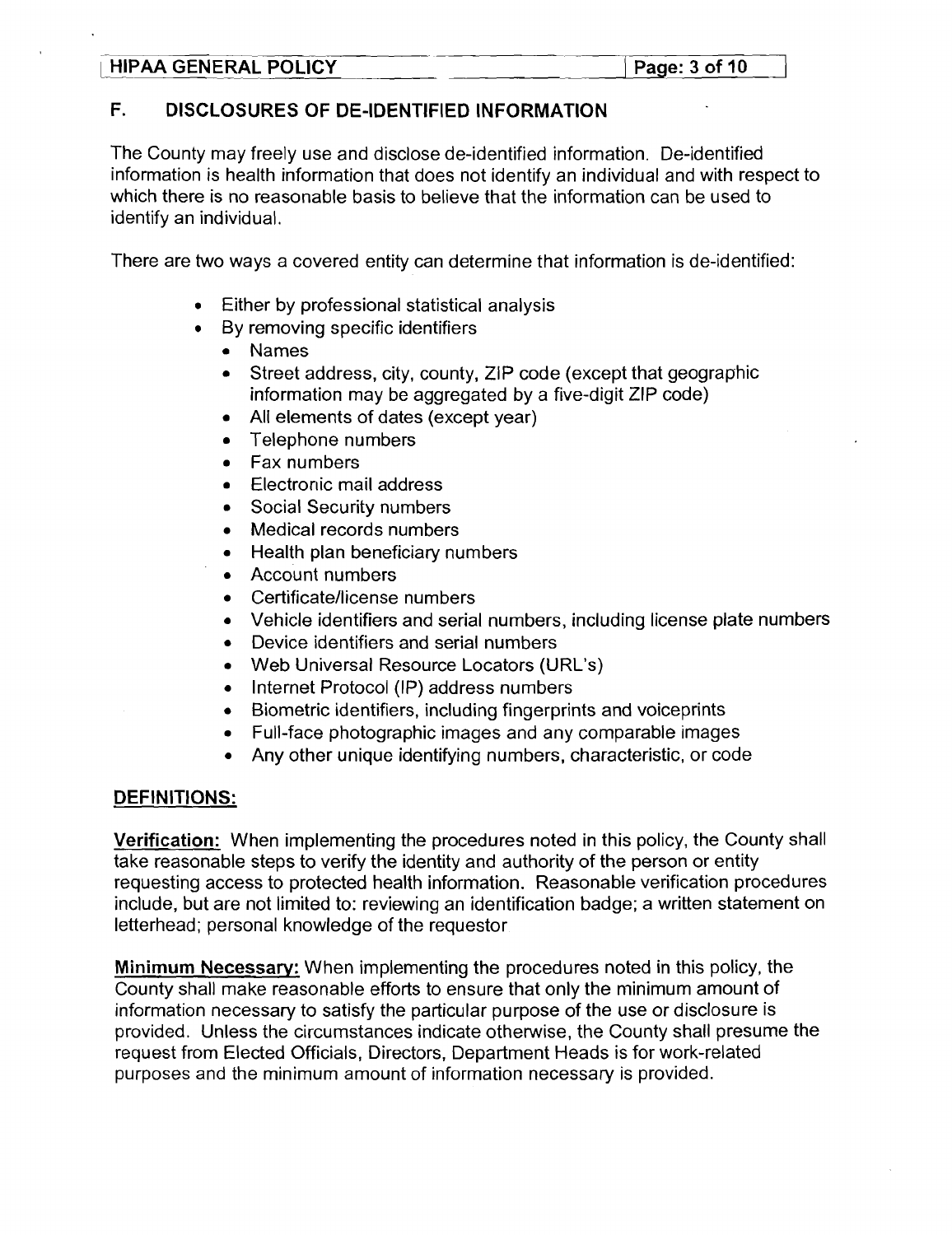## F. DISCLOSURES OF DE-IDENTIFIED INFORMATION

The County may freely use and disclose de-identified information. De-identified information is health information that does not identify an individual and with respect to which there is no reasonable basis to believe that the information can be used to identify an individual.

There are two ways a covered entity can determine that information is de-identified:

- Either by professional statistical analysis
- By removing specific identifiers
  - Names
  - Street address, city, county, ZIP code (except that geographic information may be aggregated by a five-digit ZIP code)
  - All elements of dates (except year)
  - Telephone numbers
  - Fax numbers
  - Electronic mail address
  - Social Security numbers
  - Medical records numbers
  - Health plan beneficiary numbers
  - Account numbers
  - Certificate/license numbers
  - Vehicle identifiers and serial numbers, including license plate numbers
  - Device identifiers and serial numbers
  - Web Universal Resource Locators (URL's)
  - Internet Protocol (IP) address numbers
  - Biometric identifiers, including fingerprints and voiceprints
  - Full-face photographic images and any comparable images
  - Any other unique identifying numbers, characteristic, or code

## DEFINITIONS:

**Verification:** When implementing the procedures noted in this policy, the County shall take reasonable steps to verify the identity and authority of the person or entity requesting access to protected health information. Reasonable verification procedures include, but are not limited to: reviewing an identification badge; a written statement on letterhead; personal knowledge of the requestor

**Minimum Necessary:** When implementing the procedures noted in this policy, the County shall make reasonable efforts to ensure that only the minimum amount of information necessary to satisfy the particular purpose of the use or disclosure is provided. Unless the circumstances indicate otherwise, the County shall presume the request from Elected Officials, Directors, Department Heads is for work-related purposes and the minimum amount of information necessary is provided.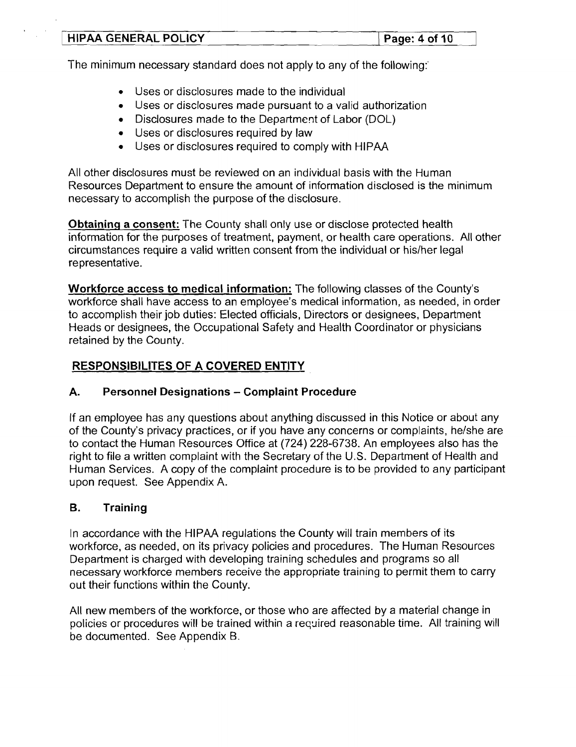The minimum necessary standard does not apply to any of the following:

- Uses or disclosures made to the individual
- Uses or disclosures made pursuant to a valid authorization
- Disclosures made to the Department of Labor (DOL)
- Uses or disclosures required by law
- Uses or disclosures required to comply with HIPAA

All other disclosures must be reviewed on an individual basis with the Human Resources Department to ensure the amount of information disclosed is the minimum necessary to accomplish the purpose of the disclosure.

**Obtaining a consent:** The County shall only use or disclose protected health information for the purposes of treatment, payment, or health care operations. All other circumstances require a valid written consent from the individual or his/her legal representative.

**Workforce access to medical information:** The following classes of the County's workforce shall have access to an employee's medical information, as needed, in order to accomplish their job duties: Elected officials, Directors or designees, Department Heads or designees, the Occupational Safety and Health Coordinator or physicians retained by the County.

## RESPONSIBILITES OF A COVERED ENTITY

### A. Personnel Designations – Complaint Procedure

If an employee has any questions about anything discussed in this Notice or about any of the County's privacy practices, or if you have any concerns or complaints, he/she are to contact the Human Resources Office at (724) 228-6738. An employees also has the right to file a written complaint with the Secretary of the U.S. Department of Health and Human Services. A copy of the complaint procedure is to be provided to any participant upon request. See Appendix A.

### B. Training

In accordance with the HIPAA regulations the County will train members of its workforce, as needed, on its privacy policies and procedures. The Human Resources Department is charged with developing training schedules and programs so all necessary workforce members receive the appropriate training to permit them to carry out their functions within the County.

All new members of the workforce, or those who are affected by a material change in policies or procedures will be trained within a required reasonable time. All training will be documented. See Appendix B.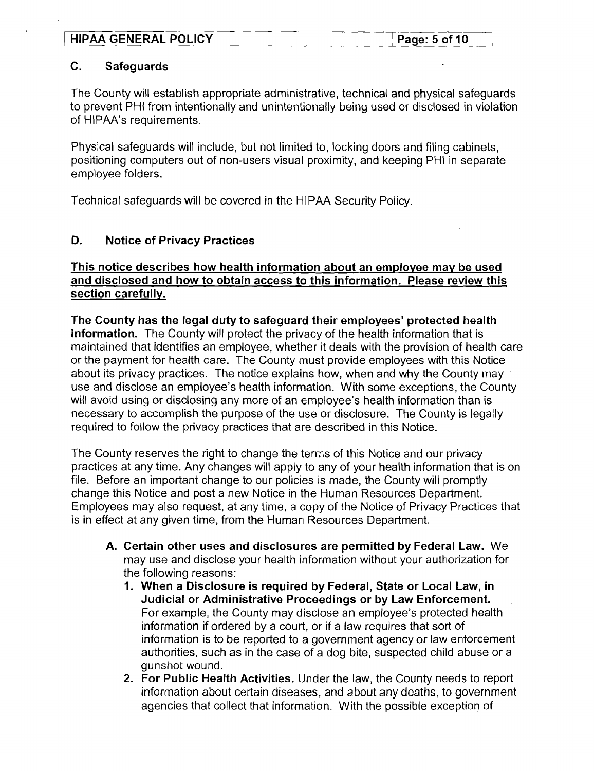## C. Safeguards

The County will establish appropriate administrative, technical and physical safeguards to prevent PHI from intentionally and unintentionally being used or disclosed in violation of HIPAA's requirements.

Physical safeguards will include, but not limited to, locking doors and filing cabinets, positioning computers out of non-users visual proximity, and keeping PHI in separate employee folders.

Technical safeguards will be covered in the HIPAA Security Policy.

## D. Notice of Privacy Practices

**This notice describes how health information about an employee may be used and disclosed and how to obtain access to this information. Please review this section carefully.**

**The County has the legal duty to safeguard their employees' protected health information.** The County will protect the privacy of the health information that is maintained that identifies an employee, whether it deals with the provision of health care or the payment for health care. The County must provide employees with this Notice about its privacy practices. The notice explains how, when and why the County may use and disclose an employee's health information. With some exceptions, the County will avoid using or disclosing any more of an employee's health information than is necessary to accomplish the purpose of the use or disclosure. The County is legally required to follow the privacy practices that are described in this Notice.

The County reserves the right to change the terms of this Notice and our privacy practices at any time. Any changes will apply to any of your health information that is on file. Before an important change to our policies is made, the County will promptly change this Notice and post a new Notice in the Human Resources Department. Employees may also request, at any time, a copy of the Notice of Privacy Practices that is in effect at any given time, from the Human Resources Department.

A. **Certain other uses and disclosures are permitted by Federal Law.** We may use and disclose your health information without your authorization for the following reasons:
   1. **When a Disclosure is required by Federal, State or Local Law, in Judicial or Administrative Proceedings or by Law Enforcement.** For example, the County may disclose an employee's protected health information if ordered by a court, or if a law requires that sort of information is to be reported to a government agency or law enforcement authorities, such as in the case of a dog bite, suspected child abuse or a gunshot wound.
   2. **For Public Health Activities.** Under the law, the County needs to report information about certain diseases, and about any deaths, to government agencies that collect that information. With the possible exception of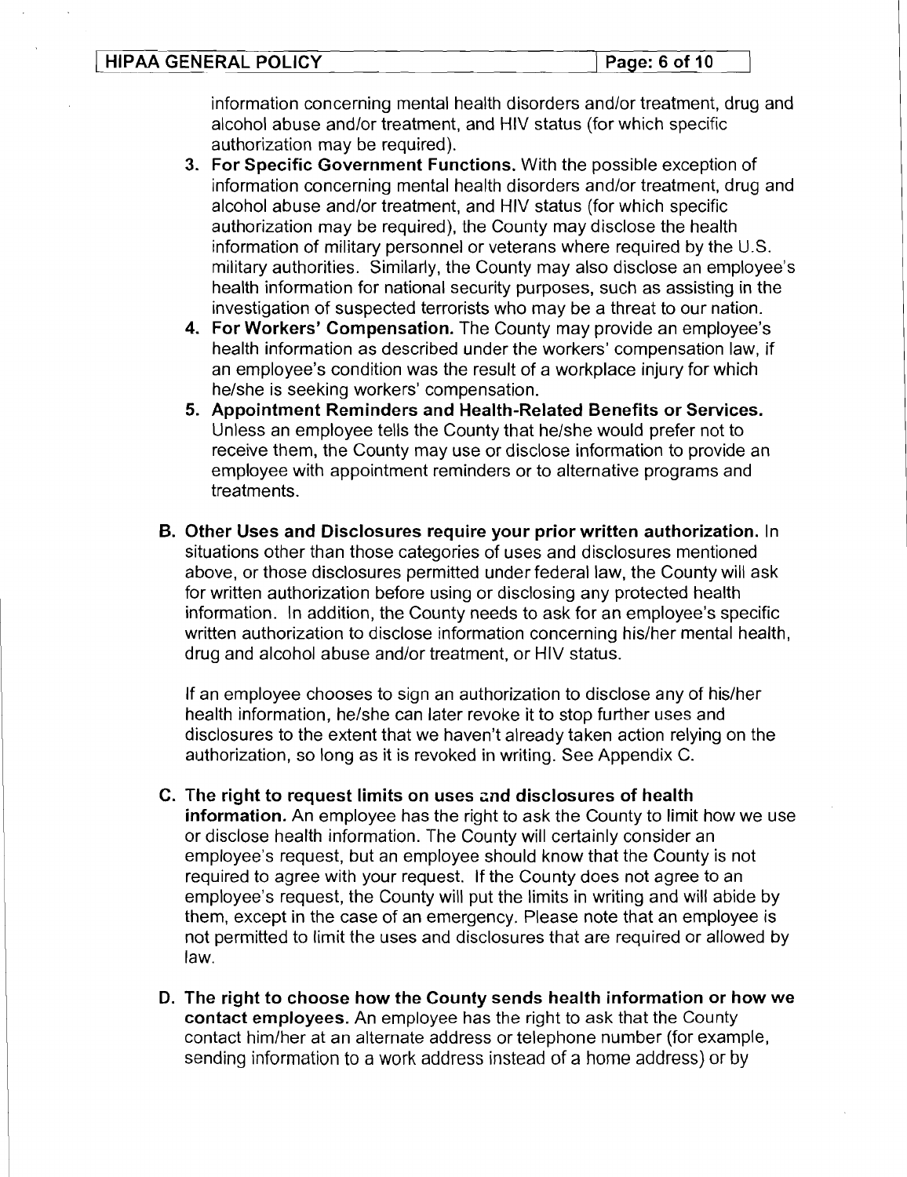information concerning mental health disorders and/or treatment, drug and alcohol abuse and/or treatment, and HIV status (for which specific authorization may be required).

3. **For Specific Government Functions.** With the possible exception of information concerning mental health disorders and/or treatment, drug and alcohol abuse and/or treatment, and HIV status (for which specific authorization may be required), the County may disclose the health information of military personnel or veterans where required by the U.S. military authorities. Similarly, the County may also disclose an employee's health information for national security purposes, such as assisting in the investigation of suspected terrorists who may be a threat to our nation.
4. **For Workers' Compensation.** The County may provide an employee's health information as described under the workers' compensation law, if an employee's condition was the result of a workplace injury for which he/she is seeking workers' compensation.
5. **Appointment Reminders and Health-Related Benefits or Services.** Unless an employee tells the County that he/she would prefer not to receive them, the County may use or disclose information to provide an employee with appointment reminders or to alternative programs and treatments.

**B. Other Uses and Disclosures require your prior written authorization.** In situations other than those categories of uses and disclosures mentioned above, or those disclosures permitted under federal law, the County will ask for written authorization before using or disclosing any protected health information. In addition, the County needs to ask for an employee's specific written authorization to disclose information concerning his/her mental health, drug and alcohol abuse and/or treatment, or HIV status.

If an employee chooses to sign an authorization to disclose any of his/her health information, he/she can later revoke it to stop further uses and disclosures to the extent that we haven't already taken action relying on the authorization, so long as it is revoked in writing. See Appendix C.

**C. The right to request limits on uses and disclosures of health information.** An employee has the right to ask the County to limit how we use or disclose health information. The County will certainly consider an employee's request, but an employee should know that the County is not required to agree with your request. If the County does not agree to an employee's request, the County will put the limits in writing and will abide by them, except in the case of an emergency. Please note that an employee is not permitted to limit the uses and disclosures that are required or allowed by law.

**D. The right to choose how the County sends health information or how we contact employees.** An employee has the right to ask that the County contact him/her at an alternate address or telephone number (for example, sending information to a work address instead of a home address) or by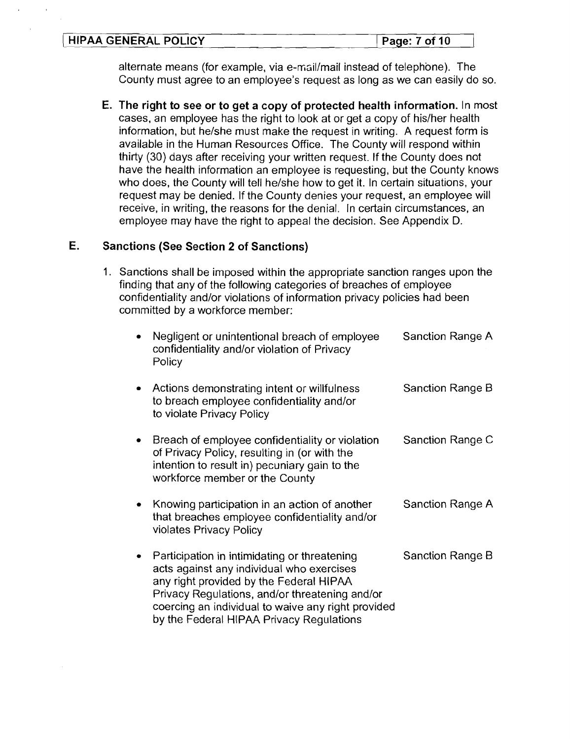alternate means (for example, via e-mail/mail instead of telephone). The County must agree to an employee's request as long as we can easily do so.

E. **The right to see or to get a copy of protected health information.** In most cases, an employee has the right to look at or get a copy of his/her health information, but he/she must make the request in writing. A request form is available in the Human Resources Office. The County will respond within thirty (30) days after receiving your written request. If the County does not have the health information an employee is requesting, but the County knows who does, the County will tell he/she how to get it. In certain situations, your request may be denied. If the County denies your request, an employee will receive, in writing, the reasons for the denial. In certain circumstances, an employee may have the right to appeal the decision. See Appendix D.

## E. Sanctions (See Section 2 of Sanctions)

1. Sanctions shall be imposed within the appropriate sanction ranges upon the finding that any of the following categories of breaches of employee confidentiality and/or violations of information privacy policies had been committed by a workforce member:

| | |
|---|---|
| • Negligent or unintentional breach of employee confidentiality and/or violation of Privacy Policy | Sanction Range A |
| • Actions demonstrating intent or willfulness to breach employee confidentiality and/or to violate Privacy Policy | Sanction Range B |
| • Breach of employee confidentiality or violation of Privacy Policy, resulting in (or with the intention to result in) pecuniary gain to the workforce member or the County | Sanction Range C |
| • Knowing participation in an action of another that breaches employee confidentiality and/or violates Privacy Policy | Sanction Range A |
| • Participation in intimidating or threatening acts against any individual who exercises any right provided by the Federal HIPAA Privacy Regulations, and/or threatening and/or coercing an individual to waive any right provided by the Federal HIPAA Privacy Regulations | Sanction Range B |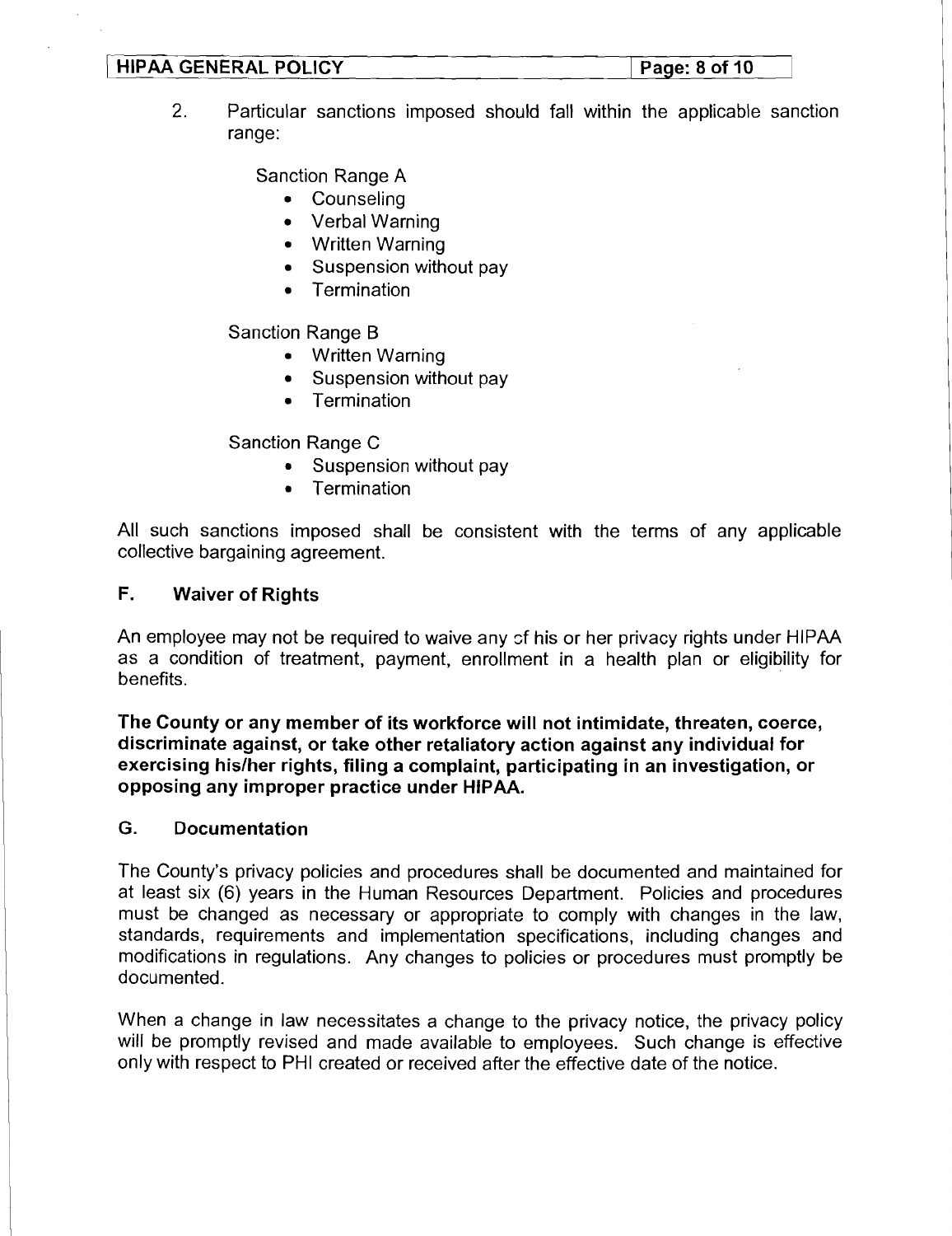2. Particular sanctions imposed should fall within the applicable sanction range:

   Sanction Range A
   - Counseling
   - Verbal Warning
   - Written Warning
   - Suspension without pay
   - Termination

   Sanction Range B
   - Written Warning
   - Suspension without pay
   - Termination

   Sanction Range C
   - Suspension without pay
   - Termination

All such sanctions imposed shall be consistent with the terms of any applicable collective bargaining agreement.

### F. Waiver of Rights

An employee may not be required to waive any of his or her privacy rights under HIPAA as a condition of treatment, payment, enrollment in a health plan or eligibility for benefits.

**The County or any member of its workforce will not intimidate, threaten, coerce, discriminate against, or take other retaliatory action against any individual for exercising his/her rights, filing a complaint, participating in an investigation, or opposing any improper practice under HIPAA.**

### G. Documentation

The County's privacy policies and procedures shall be documented and maintained for at least six (6) years in the Human Resources Department. Policies and procedures must be changed as necessary or appropriate to comply with changes in the law, standards, requirements and implementation specifications, including changes and modifications in regulations. Any changes to policies or procedures must promptly be documented.

When a change in law necessitates a change to the privacy notice, the privacy policy will be promptly revised and made available to employees. Such change is effective only with respect to PHI created or received after the effective date of the notice.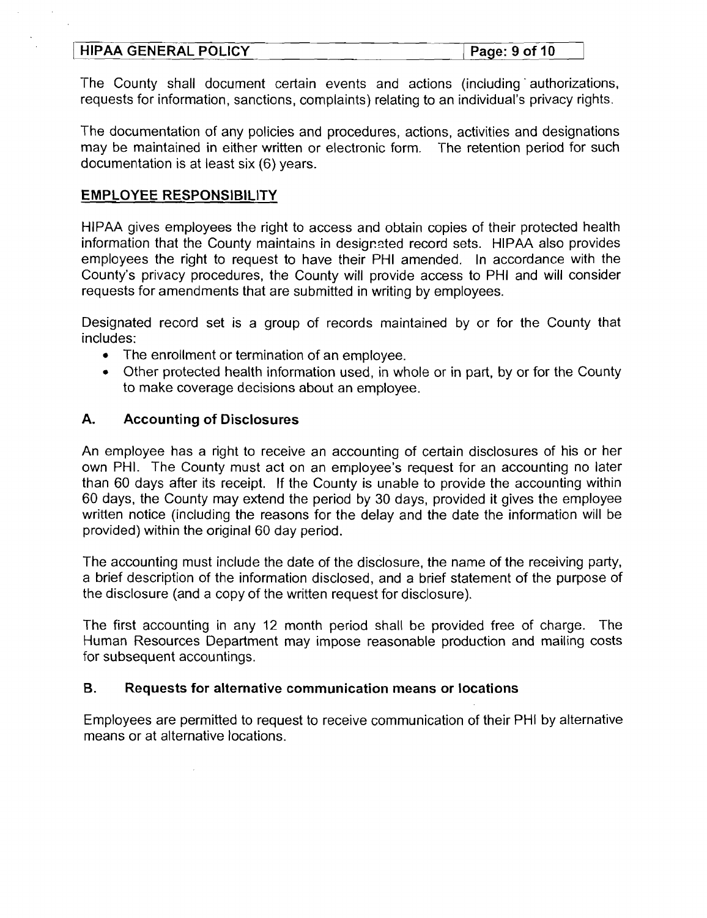The County shall document certain events and actions (including authorizations, requests for information, sanctions, complaints) relating to an individual's privacy rights.

The documentation of any policies and procedures, actions, activities and designations may be maintained in either written or electronic form. The retention period for such documentation is at least six (6) years.

## EMPLOYEE RESPONSIBILITY

HIPAA gives employees the right to access and obtain copies of their protected health information that the County maintains in designated record sets. HIPAA also provides employees the right to request to have their PHI amended. In accordance with the County's privacy procedures, the County will provide access to PHI and will consider requests for amendments that are submitted in writing by employees.

Designated record set is a group of records maintained by or for the County that includes:

- The enrollment or termination of an employee.
- Other protected health information used, in whole or in part, by or for the County to make coverage decisions about an employee.

### A. Accounting of Disclosures

An employee has a right to receive an accounting of certain disclosures of his or her own PHI. The County must act on an employee's request for an accounting no later than 60 days after its receipt. If the County is unable to provide the accounting within 60 days, the County may extend the period by 30 days, provided it gives the employee written notice (including the reasons for the delay and the date the information will be provided) within the original 60 day period.

The accounting must include the date of the disclosure, the name of the receiving party, a brief description of the information disclosed, and a brief statement of the purpose of the disclosure (and a copy of the written request for disclosure).

The first accounting in any 12 month period shall be provided free of charge. The Human Resources Department may impose reasonable production and mailing costs for subsequent accountings.

### B. Requests for alternative communication means or locations

Employees are permitted to request to receive communication of their PHI by alternative means or at alternative locations.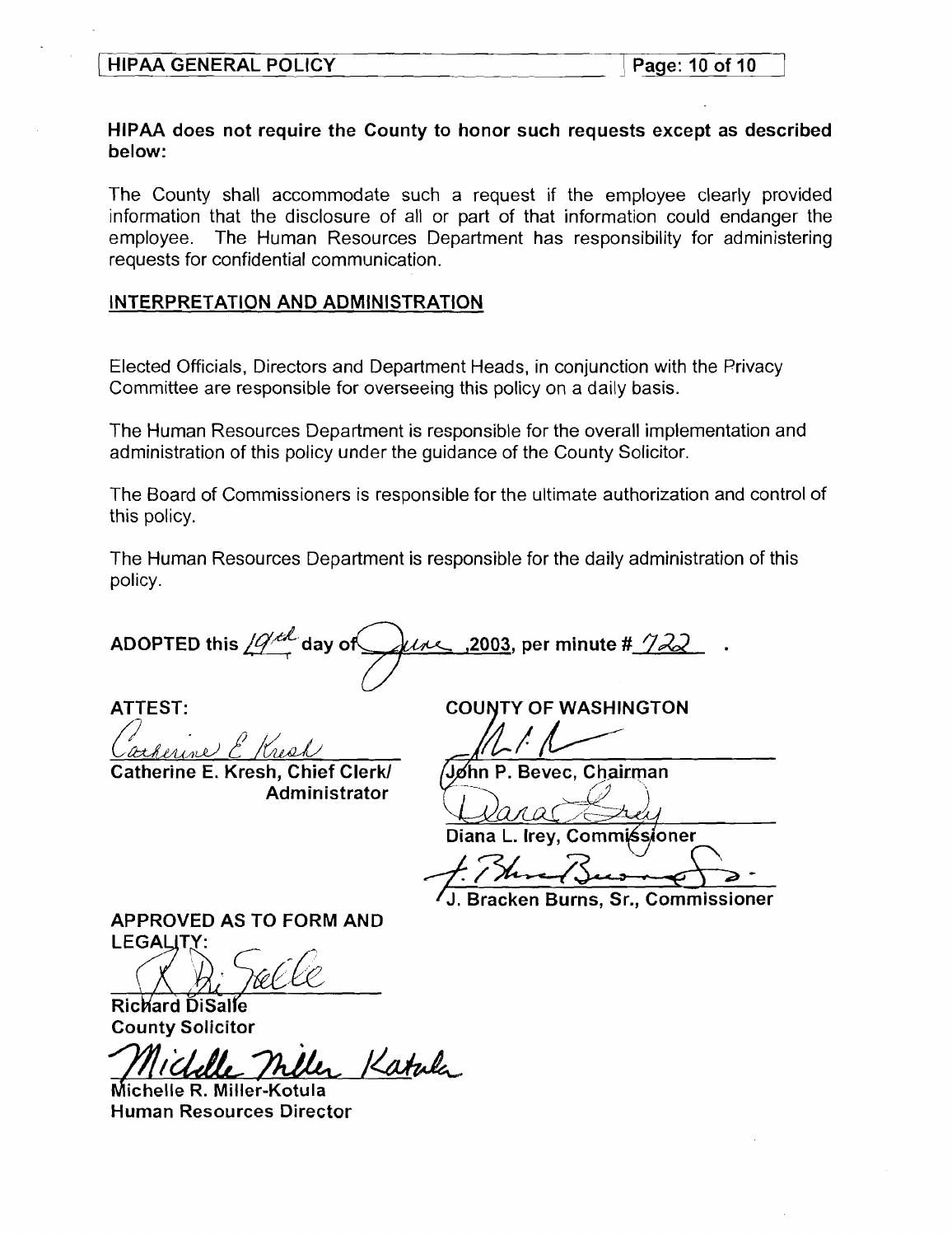**HIPAA does not require the County to honor such requests except as described below:**

The County shall accommodate such a request if the employee clearly provided information that the disclosure of all or part of that information could endanger the employee. The Human Resources Department has responsibility for administering requests for confidential communication.

## INTERPRETATION AND ADMINISTRATION

Elected Officials, Directors and Department Heads, in conjunction with the Privacy Committee are responsible for overseeing this policy on a daily basis.

The Human Resources Department is responsible for the overall implementation and administration of this policy under the guidance of the County Solicitor.

The Board of Commissioners is responsible for the ultimate authorization and control of this policy.

The Human Resources Department is responsible for the daily administration of this policy.

**ADOPTED this 19th day of June ,2003, per minute # 722 .**

**ATTEST:**

Catherine E. Kresh

**Catherine E. Kresh, Chief Clerk/ Administrator**

**COUNTY OF WASHINGTON**

**John P. Bevec, Chairman**

**Diana L. Irey, Commissioner**

**J. Bracken Burns, Sr., Commissioner**

**APPROVED AS TO FORM AND LEGALITY:**

**Richard DiSalle**
**County Solicitor**

Michelle Miller Kotula

**Michelle R. Miller-Kotula**
**Human Resources Director**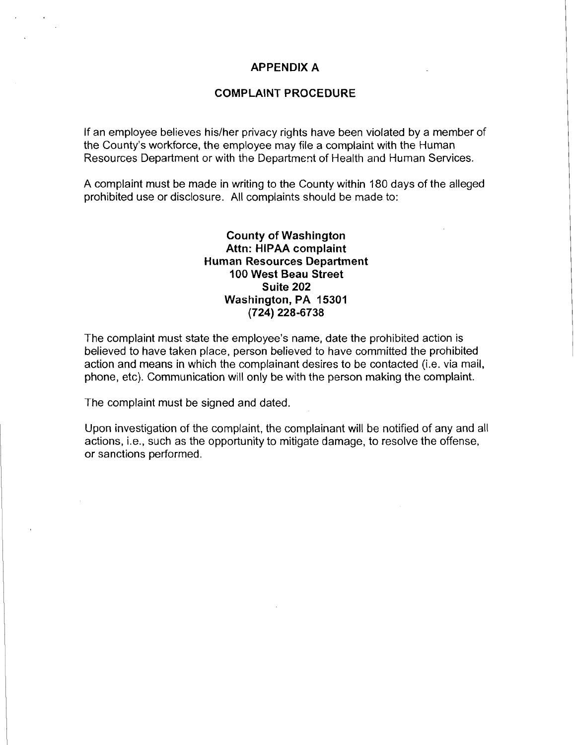# APPENDIX A

## COMPLAINT PROCEDURE

If an employee believes his/her privacy rights have been violated by a member of the County's workforce, the employee may file a complaint with the Human Resources Department or with the Department of Health and Human Services.

A complaint must be made in writing to the County within 180 days of the alleged prohibited use or disclosure. All complaints should be made to:

**County of Washington**
**Attn: HIPAA complaint**
**Human Resources Department**
**100 West Beau Street**
**Suite 202**
**Washington, PA 15301**
**(724) 228-6738**

The complaint must state the employee's name, date the prohibited action is believed to have taken place, person believed to have committed the prohibited action and means in which the complainant desires to be contacted (i.e. via mail, phone, etc). Communication will only be with the person making the complaint.

The complaint must be signed and dated.

Upon investigation of the complaint, the complainant will be notified of any and all actions, i.e., such as the opportunity to mitigate damage, to resolve the offense, or sanctions performed.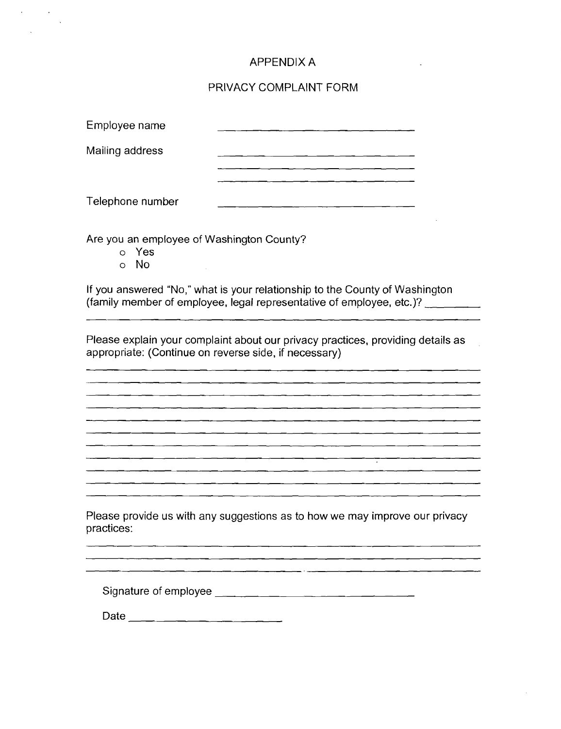# APPENDIX A

## PRIVACY COMPLAINT FORM

Employee name ______________________________

Mailing address ______________________________

______________________________

______________________________

Telephone number ______________________________

Are you an employee of Washington County?

- o Yes
- o No

If you answered "No," what is your relationship to the County of Washington (family member of employee, legal representative of employee, etc.)? __________

________________________________________________________________

Please explain your complaint about our privacy practices, providing details as appropriate: (Continue on reverse side, if necessary)

________________________________________________________________

________________________________________________________________

________________________________________________________________

________________________________________________________________

________________________________________________________________

________________________________________________________________

________________________________________________________________

________________________________________________________________

________________________________________________________________

________________________________________________________________

________________________________________________________________

Please provide us with any suggestions as to how we may improve our privacy practices:

________________________________________________________________

________________________________________________________________

________________________________________________________________

Signature of employee ______________________________

Date ______________________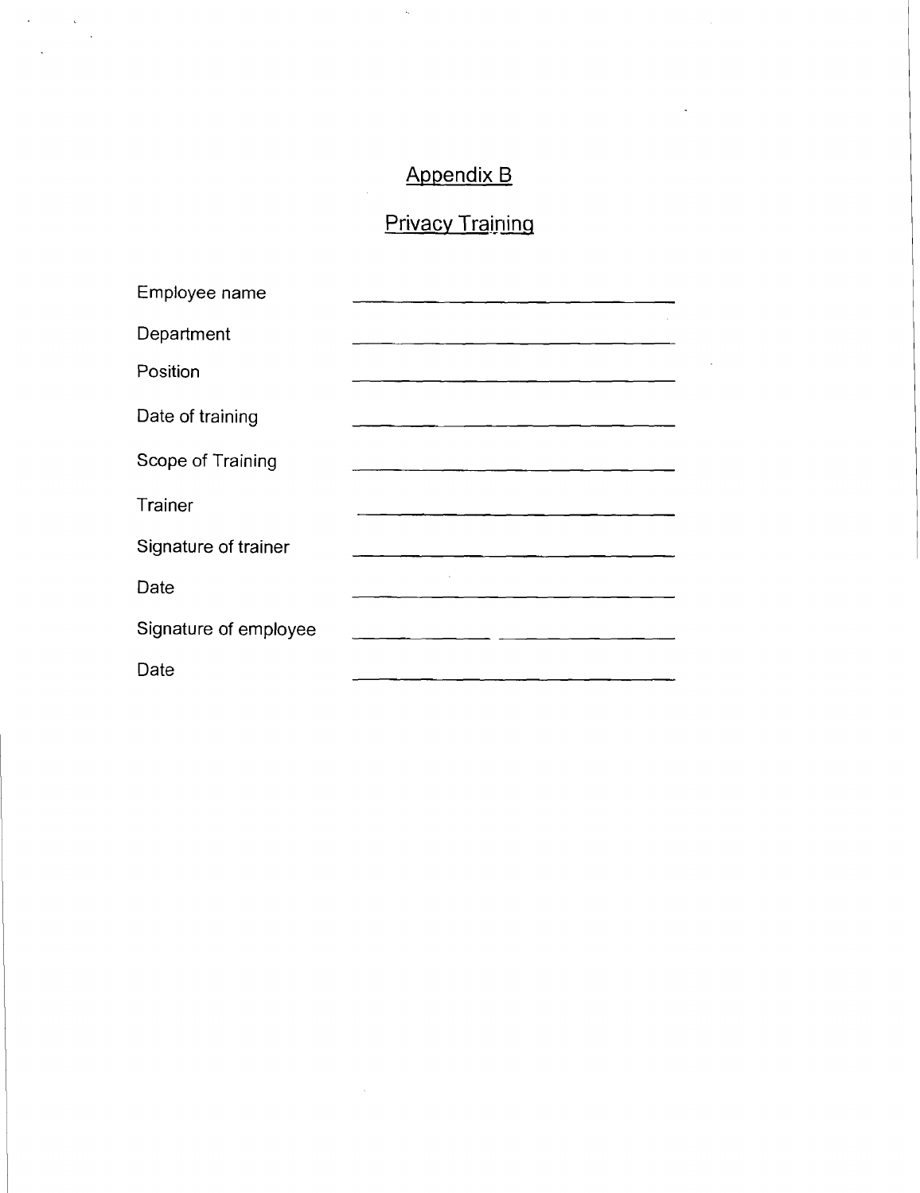# Appendix B

## Privacy Training

Employee name ______________________________

Department ______________________________

Position ______________________________

Date of training ______________________________

Scope of Training ______________________________

Trainer ______________________________

Signature of trainer ______________________________

Date ______________________________

Signature of employee ______________________________

Date ______________________________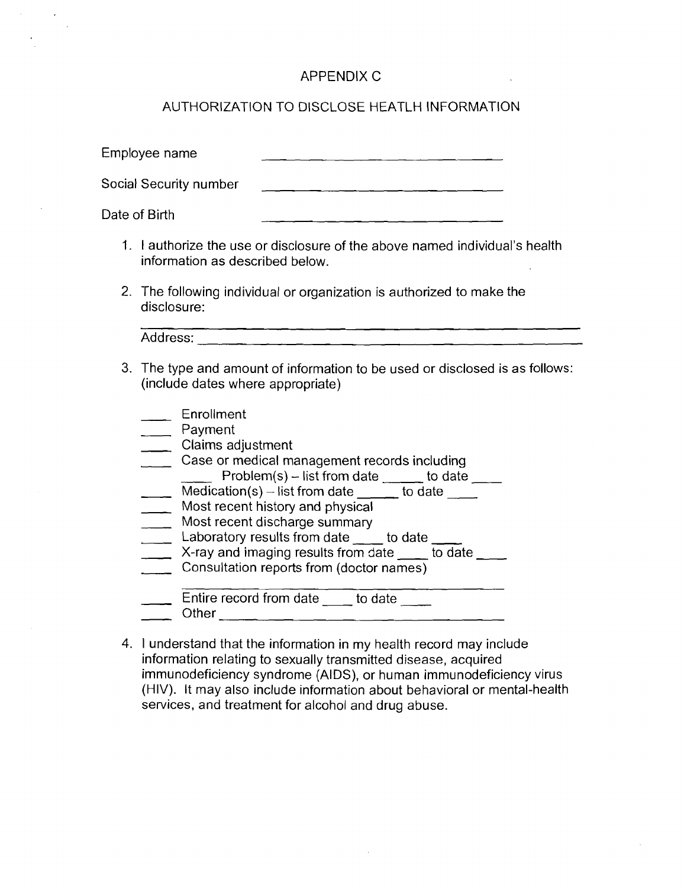# APPENDIX C

## AUTHORIZATION TO DISCLOSE HEATLH INFORMATION

Employee name ______________________________

Social Security number ______________________________

Date of Birth ______________________________

1. I authorize the use or disclosure of the above named individual's health information as described below.

2. The following individual or organization is authorized to make the disclosure:

   ______________________________________________

   Address: ______________________________________

3. The type and amount of information to be used or disclosed is as follows: (include dates where appropriate)

   ____ Enrollment
   ____ Payment
   ____ Claims adjustment
   ____ Case or medical management records including
   
   ____ Problem(s) – list from date _____ to date ____
   
   ____ Medication(s) – list from date _____ to date ____
   ____ Most recent history and physical
   ____ Most recent discharge summary
   ____ Laboratory results from date ____ to date ____
   ____ X-ray and imaging results from date ____ to date ____
   ____ Consultation reports from (doctor names)
   
   ______________________________________
   
   ____ Entire record from date ____ to date ____
   ____ Other ______________________________________

4. I understand that the information in my health record may include information relating to sexually transmitted disease, acquired immunodeficiency syndrome (AIDS), or human immunodeficiency virus (HIV). It may also include information about behavioral or mental-health services, and treatment for alcohol and drug abuse.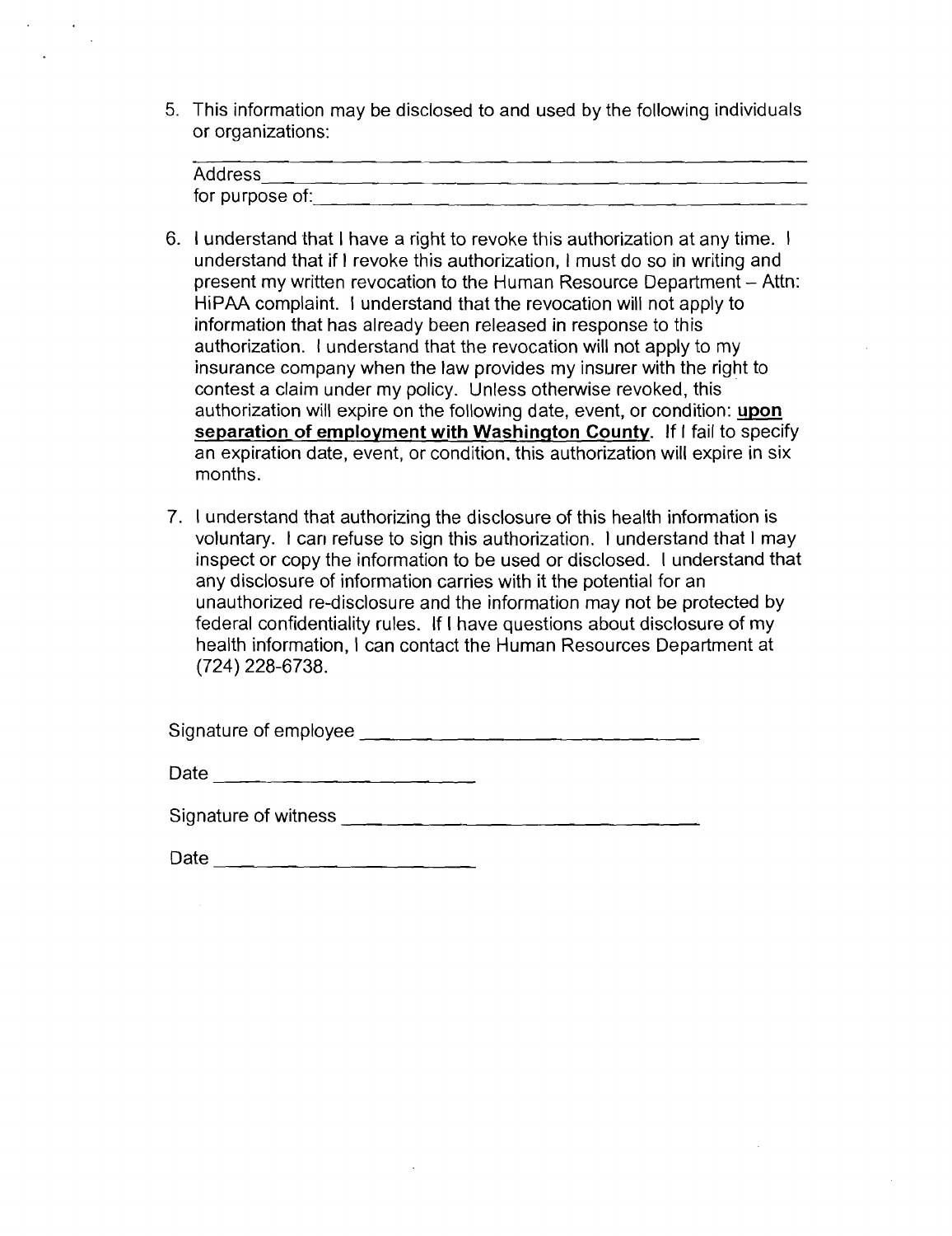5. This information may be disclosed to and used by the following individuals or organizations:

   ______________________________________________
   Address_______________________________________
   for purpose of:________________________________

6. I understand that I have a right to revoke this authorization at any time. I understand that if I revoke this authorization, I must do so in writing and present my written revocation to the Human Resource Department – Attn: HiPAA complaint. I understand that the revocation will not apply to information that has already been released in response to this authorization. I understand that the revocation will not apply to my insurance company when the law provides my insurer with the right to contest a claim under my policy. Unless otherwise revoked, this authorization will expire on the following date, event, or condition: **upon separation of employment with Washington County**. If I fail to specify an expiration date, event, or condition, this authorization will expire in six months.

7. I understand that authorizing the disclosure of this health information is voluntary. I can refuse to sign this authorization. I understand that I may inspect or copy the information to be used or disclosed. I understand that any disclosure of information carries with it the potential for an unauthorized re-disclosure and the information may not be protected by federal confidentiality rules. If I have questions about disclosure of my health information, I can contact the Human Resources Department at (724) 228-6738.

Signature of employee ______________________________

Date ______________________

Signature of witness ______________________________

Date ______________________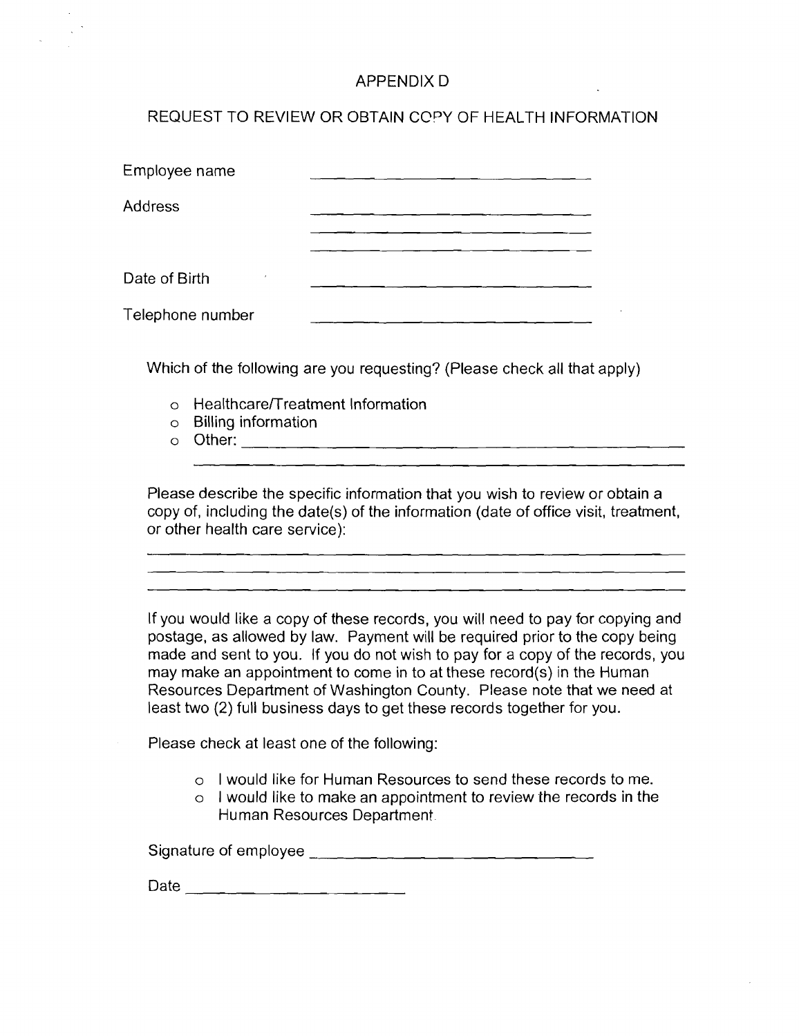# APPENDIX D

## REQUEST TO REVIEW OR OBTAIN COPY OF HEALTH INFORMATION

Employee name ______________________________

Address ______________________________

______________________________

______________________________

Date of Birth ______________________________

Telephone number ______________________________

Which of the following are you requesting? (Please check all that apply)

- o Healthcare/Treatment Information
- o Billing information
- o Other: ______________________________________________

______________________________________________

Please describe the specific information that you wish to review or obtain a copy of, including the date(s) of the information (date of office visit, treatment, or other health care service):

______________________________________________

______________________________________________

______________________________________________

If you would like a copy of these records, you will need to pay for copying and postage, as allowed by law. Payment will be required prior to the copy being made and sent to you. If you do not wish to pay for a copy of the records, you may make an appointment to come in to at these record(s) in the Human Resources Department of Washington County. Please note that we need at least two (2) full business days to get these records together for you.

Please check at least one of the following:

- o I would like for Human Resources to send these records to me.
- o I would like to make an appointment to review the records in the Human Resources Department.

Signature of employee ______________________________

Date ______________________________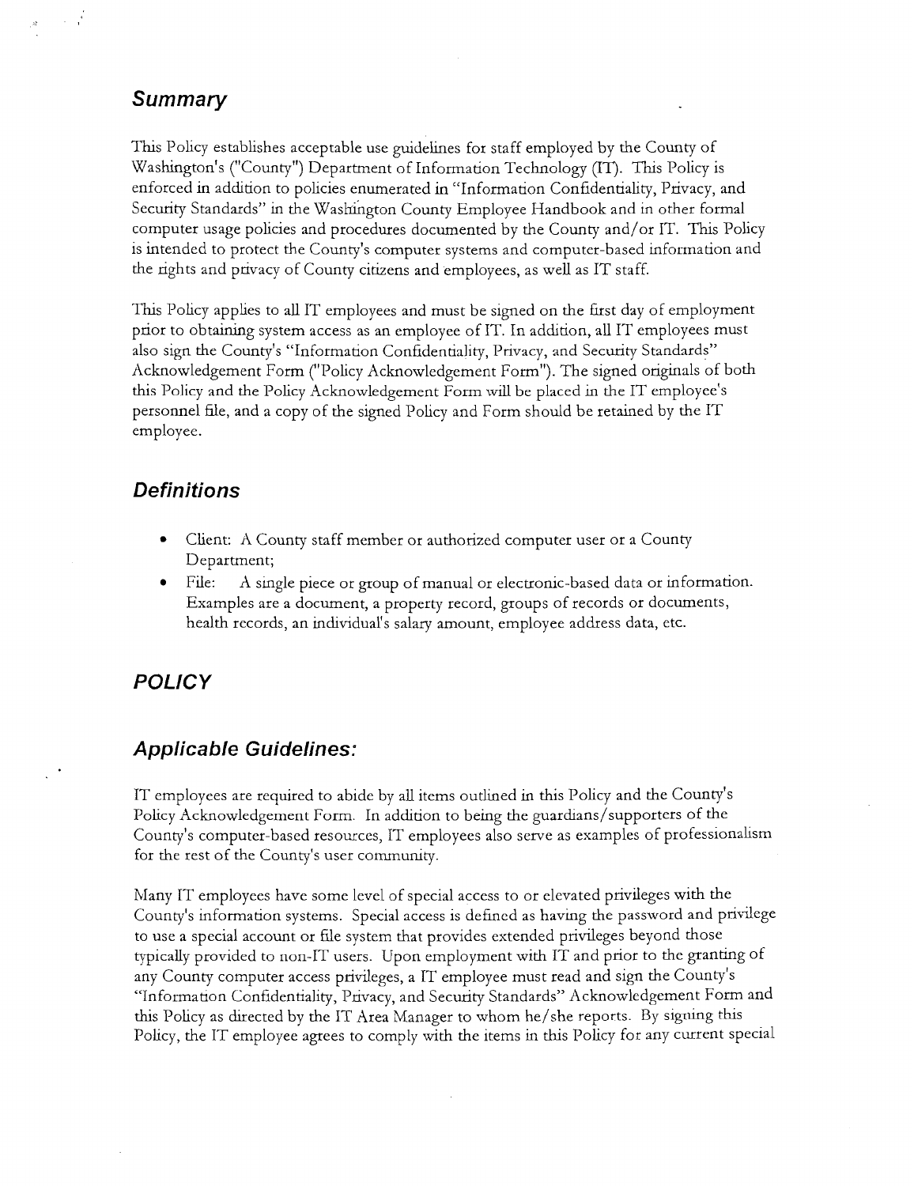## Summary

This Policy establishes acceptable use guidelines for staff employed by the County of Washington's ("County") Department of Information Technology (IT). This Policy is enforced in addition to policies enumerated in "Information Confidentiality, Privacy, and Security Standards" in the Washington County Employee Handbook and in other formal computer usage policies and procedures documented by the County and/or IT. This Policy is intended to protect the County's computer systems and computer-based information and the rights and privacy of County citizens and employees, as well as IT staff.

This Policy applies to all IT employees and must be signed on the first day of employment prior to obtaining system access as an employee of IT. In addition, all IT employees must also sign the County's "Information Confidentiality, Privacy, and Security Standards" Acknowledgement Form ("Policy Acknowledgement Form"). The signed originals of both this Policy and the Policy Acknowledgement Form will be placed in the IT employee's personnel file, and a copy of the signed Policy and Form should be retained by the IT employee.

## Definitions

- Client: A County staff member or authorized computer user or a County Department;
- File: A single piece or group of manual or electronic-based data or information. Examples are a document, a property record, groups of records or documents, health records, an individual's salary amount, employee address data, etc.

## POLICY

## Applicable Guidelines:

IT employees are required to abide by all items outlined in this Policy and the County's Policy Acknowledgement Form. In addition to being the guardians/supporters of the County's computer-based resources, IT employees also serve as examples of professionalism for the rest of the County's user community.

Many IT employees have some level of special access to or elevated privileges with the County's information systems. Special access is defined as having the password and privilege to use a special account or file system that provides extended privileges beyond those typically provided to non-IT users. Upon employment with IT and prior to the granting of any County computer access privileges, a IT employee must read and sign the County's "Information Confidentiality, Privacy, and Security Standards" Acknowledgement Form and this Policy as directed by the IT Area Manager to whom he/she reports. By signing this Policy, the IT employee agrees to comply with the items in this Policy for any current special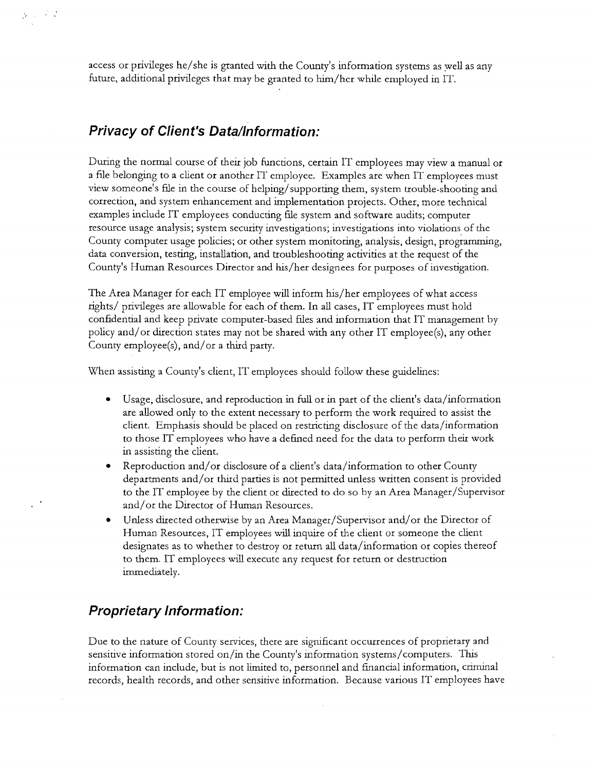access or privileges he/she is granted with the County's information systems as well as any future, additional privileges that may be granted to him/her while employed in IT.

## ***Privacy of Client's Data/Information:***

During the normal course of their job functions, certain IT employees may view a manual or a file belonging to a client or another IT employee. Examples are when IT employees must view someone's file in the course of helping/supporting them, system trouble-shooting and correction, and system enhancement and implementation projects. Other, more technical examples include IT employees conducting file system and software audits; computer resource usage analysis; system security investigations; investigations into violations of the County computer usage policies; or other system monitoring, analysis, design, programming, data conversion, testing, installation, and troubleshooting activities at the request of the County's Human Resources Director and his/her designees for purposes of investigation.

The Area Manager for each IT employee will inform his/her employees of what access rights/ privileges are allowable for each of them. In all cases, IT employees must hold confidential and keep private computer-based files and information that IT management by policy and/or direction states may not be shared with any other IT employee(s), any other County employee(s), and/or a third party.

When assisting a County's client, IT employees should follow these guidelines:

- Usage, disclosure, and reproduction in full or in part of the client's data/information are allowed only to the extent necessary to perform the work required to assist the client. Emphasis should be placed on restricting disclosure of the data/information to those IT employees who have a defined need for the data to perform their work in assisting the client.
- Reproduction and/or disclosure of a client's data/information to other County departments and/or third parties is not permitted unless written consent is provided to the IT employee by the client or directed to do so by an Area Manager/Supervisor and/or the Director of Human Resources.
- Unless directed otherwise by an Area Manager/Supervisor and/or the Director of Human Resources, IT employees will inquire of the client or someone the client designates as to whether to destroy or return all data/information or copies thereof to them. IT employees will execute any request for return or destruction immediately.

## ***Proprietary Information:***

Due to the nature of County services, there are significant occurrences of proprietary and sensitive information stored on/in the County's information systems/computers. This information can include, but is not limited to, personnel and financial information, criminal records, health records, and other sensitive information. Because various IT employees have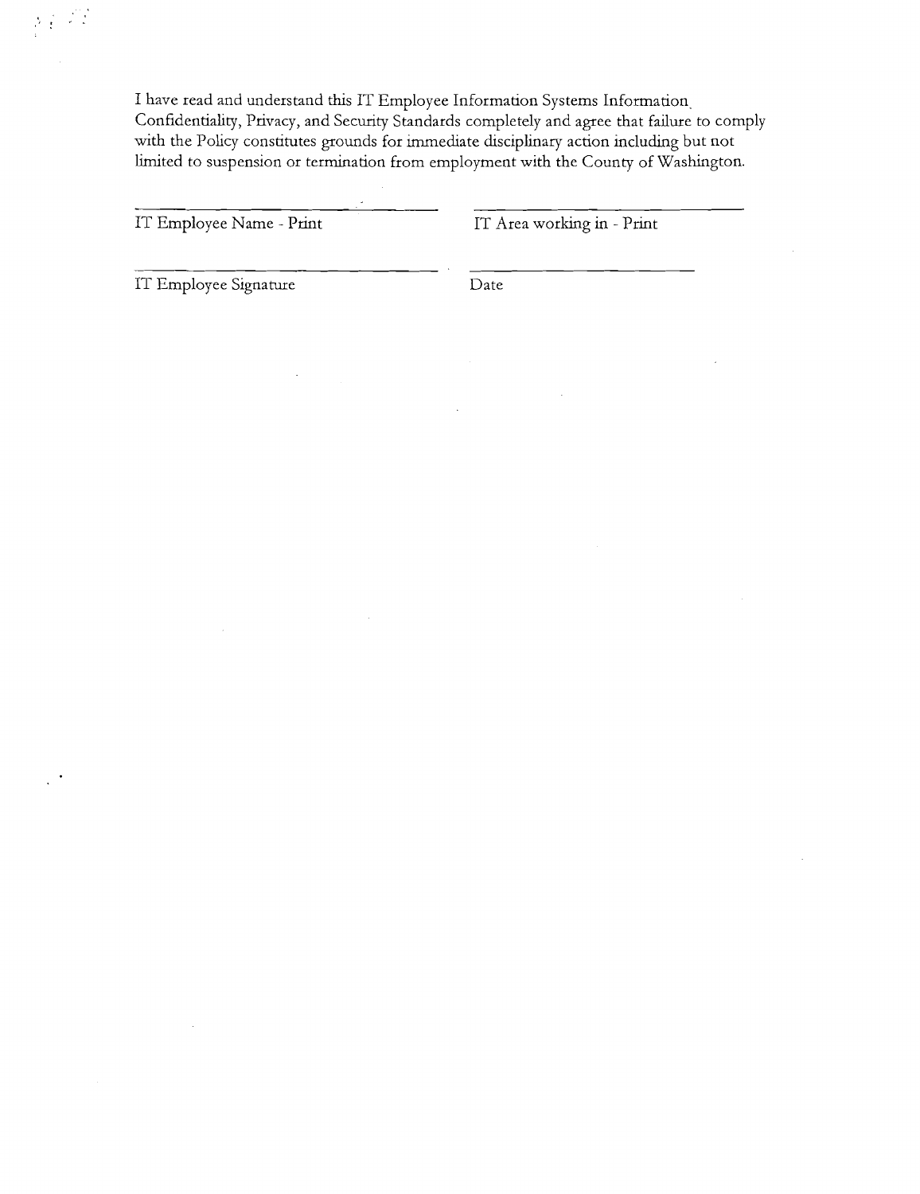I have read and understand this IT Employee Information Systems Information Confidentiality, Privacy, and Security Standards completely and agree that failure to comply with the Policy constitutes grounds for immediate disciplinary action including but not limited to suspension or termination from employment with the County of Washington.

| | |
|---|---|
| ______________________________ | ______________________________ |
| IT Employee Name - Print | IT Area working in - Print |
| ______________________________ | ______________________________ |
| IT Employee Signature | Date |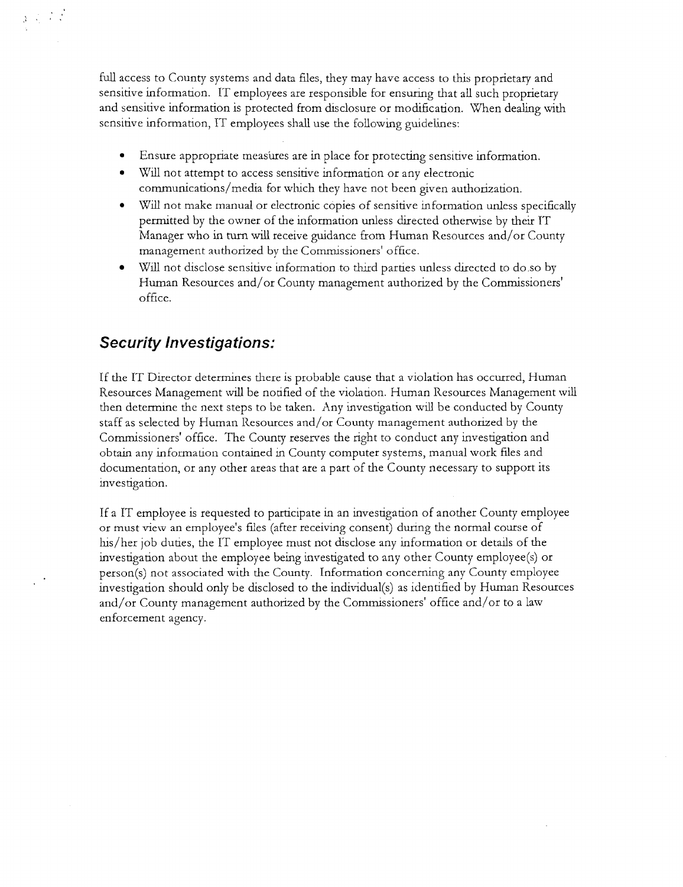full access to County systems and data files, they may have access to this proprietary and sensitive information. IT employees are responsible for ensuring that all such proprietary and sensitive information is protected from disclosure or modification. When dealing with sensitive information, IT employees shall use the following guidelines:

- Ensure appropriate measures are in place for protecting sensitive information.
- Will not attempt to access sensitive information or any electronic communications/media for which they have not been given authorization.
- Will not make manual or electronic copies of sensitive information unless specifically permitted by the owner of the information unless directed otherwise by their IT Manager who in turn will receive guidance from Human Resources and/or County management authorized by the Commissioners' office.
- Will not disclose sensitive information to third parties unless directed to do so by Human Resources and/or County management authorized by the Commissioners' office.

## *Security Investigations:*

If the IT Director determines there is probable cause that a violation has occurred, Human Resources Management will be notified of the violation. Human Resources Management will then determine the next steps to be taken. Any investigation will be conducted by County staff as selected by Human Resources and/or County management authorized by the Commissioners' office. The County reserves the right to conduct any investigation and obtain any information contained in County computer systems, manual work files and documentation, or any other areas that are a part of the County necessary to support its investigation.

If a IT employee is requested to participate in an investigation of another County employee or must view an employee's files (after receiving consent) during the normal course of his/her job duties, the IT employee must not disclose any information or details of the investigation about the employee being investigated to any other County employee(s) or person(s) not associated with the County. Information concerning any County employee investigation should only be disclosed to the individual(s) as identified by Human Resources and/or County management authorized by the Commissioners' office and/or to a law enforcement agency.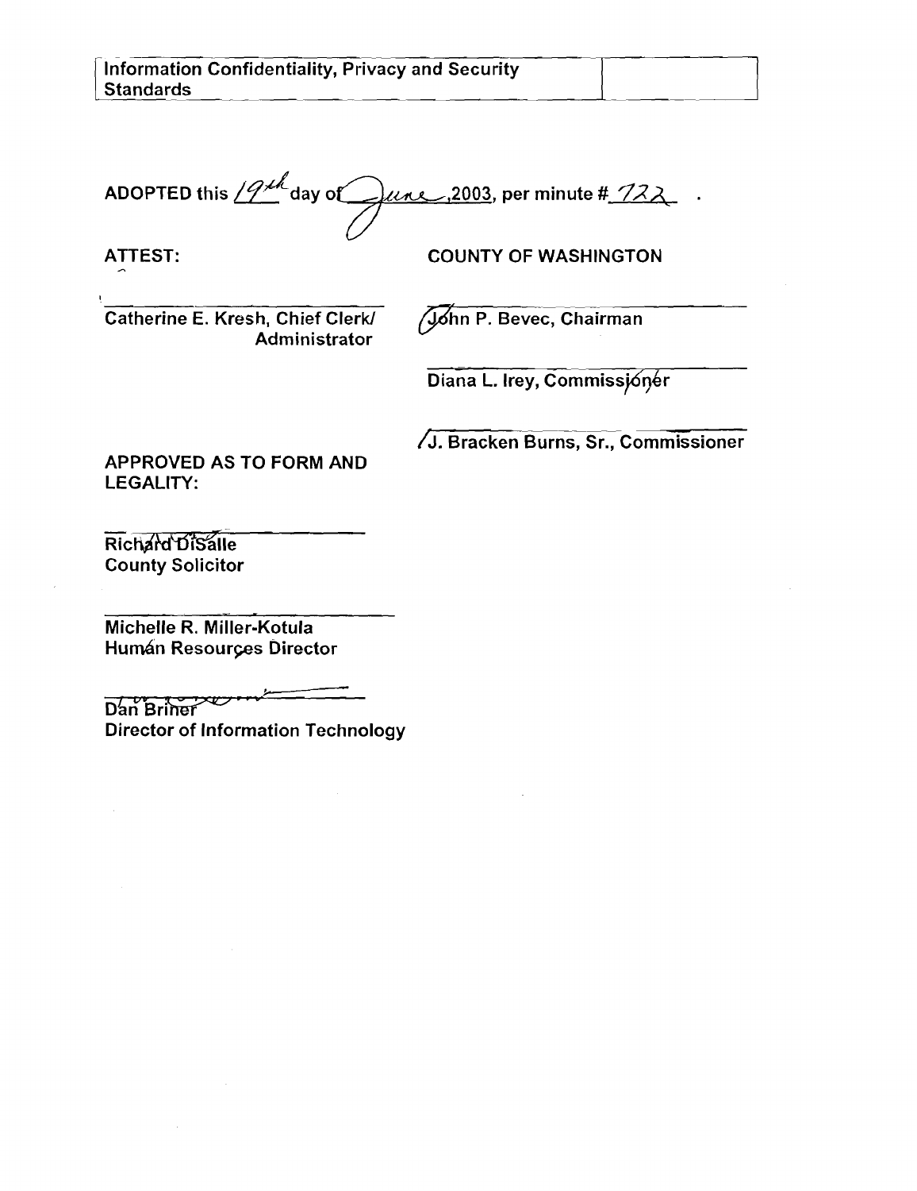| Information Confidentiality, Privacy and Security Standards | |
|---|---|

ADOPTED this 19th day of June, 2003, per minute # 722.

ATTEST:

Catherine E. Kresh, Chief Clerk/ Administrator

COUNTY OF WASHINGTON

John P. Bevec, Chairman

Diana L. Irey, Commissioner

J. Bracken Burns, Sr., Commissioner

APPROVED AS TO FORM AND LEGALITY:

Richard DiSalle
County Solicitor

Michelle R. Miller-Kotula
Human Resources Director

Dan Briner
Director of Information Technology